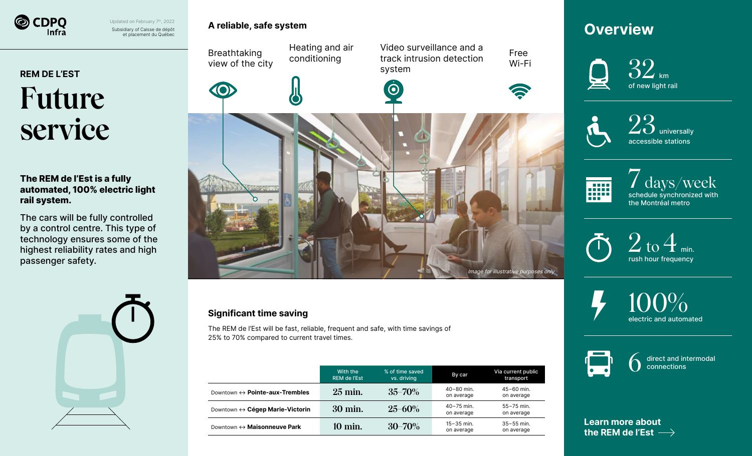CDPQ Infra

Updated on February 7th, 2022

Subsidiary of Caisse de dépôt et placement du Québec

## REM DE L'EST

# Future service

**The REM de l'Est is a fully automated, 100% electric light rail system.**

The cars will be fully controlled by a control centre. This type of technology ensures some of the highest reliability rates and high passenger safety.

## A reliable, safe system

- Breathtaking view of the city
- Heating and air conditioning
- Video surveillance and a track intrusion detection system
- Free Wi-Fi

*Image for illustrative purposes only*

## Significant time saving

The REM de l'Est will be fast, reliable, frequent and safe, with time savings of 25% to 70% compared to current travel times.

| | With the REM de l'Est | % of time saved vs. driving | By car | Via current public transport |
|---|---|---|---|---|
| Downtown ↔ **Pointe-aux-Trembles** | 25 min. | 35–70% | 40–80 min. on average | 45–60 min. on average |
| Downtown ↔ **Cégep Marie-Victorin** | 30 min. | 25–60% | 40–75 min. on average | 55–75 min. on average |
| Downtown ↔ **Maisonneuve Park** | 10 min. | 30–70% | 15–35 min. on average | 35–55 min. on average |

## Overview

- **32** km of new light rail
- **23** universally accessible stations
- **7 days/week** schedule synchronized with the Montréal metro
- **2 to 4** min. rush hour frequency
- **100%** electric and automated
- **6** direct and intermodal connections

**Learn more about the REM de l'Est ⟶**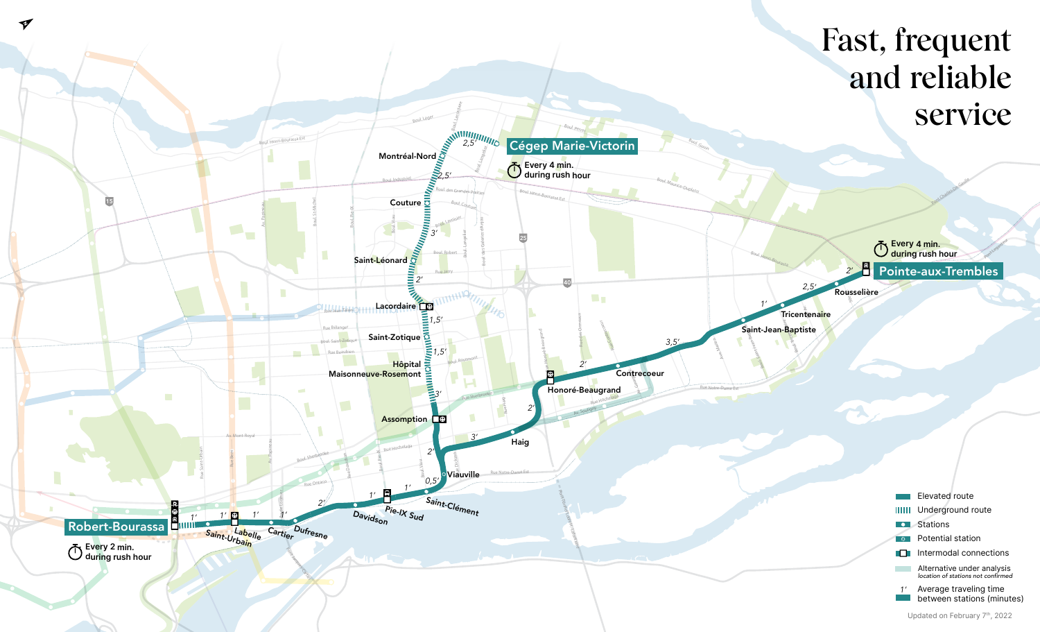# Fast, frequent and reliable service

**Cégep Marie-Victorin** — Every 4 min. during rush hour

**Pointe-aux-Trembles** — Every 4 min. during rush hour

**Robert-Bourassa** — Every 2 min. during rush hour

Stations: Robert-Bourassa, Saint-Urbain, Labelle, Cartier, Dufresne, Davidson, Pie-IX Sud, Saint-Clément, Viauville, Assomption, Hôpital Maisonneuve-Rosemont, Saint-Zotique, Lacordaire, Saint-Léonard, Couture, Montréal-Nord, Cégep Marie-Victorin, Haig, Honoré-Beaugrand, Contrecoeur, Saint-Jean-Baptiste, Tricentenaire, Rousselière, Pointe-aux-Trembles

- Elevated route
- Underground route
- Stations
- Potential station
- Intermodal connections
- Alternative under analysis *location of stations not confirmed*
- 1′ Average traveling time between stations (minutes)

Updated on February 7th, 2022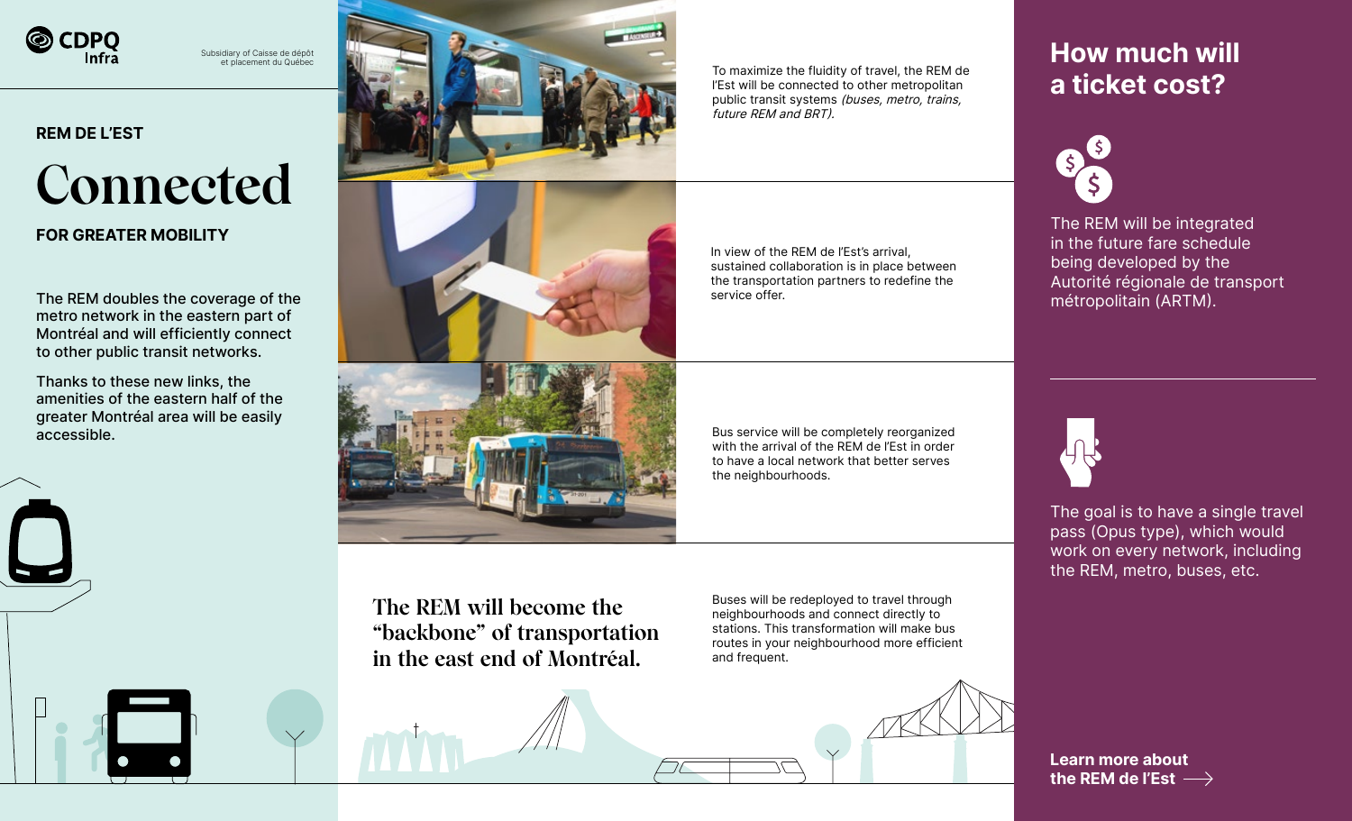CDPQ Infra

Subsidiary of Caisse de dépôt et placement du Québec

**REM DE L'EST**

# Connected

**FOR GREATER MOBILITY**

The REM doubles the coverage of the metro network in the eastern part of Montréal and will efficiently connect to other public transit networks.

Thanks to these new links, the amenities of the eastern half of the greater Montréal area will be easily accessible.

To maximize the fluidity of travel, the REM de l'Est will be connected to other metropolitan public transit systems *(buses, metro, trains, future REM and BRT).*

In view of the REM de l'Est's arrival, sustained collaboration is in place between the transportation partners to redefine the service offer.

Bus service will be completely reorganized with the arrival of the REM de l'Est in order to have a local network that better serves the neighbourhoods.

**The REM will become the "backbone" of transportation in the east end of Montréal.**

Buses will be redeployed to travel through neighbourhoods and connect directly to stations. This transformation will make bus routes in your neighbourhood more efficient and frequent.

## How much will a ticket cost?

The REM will be integrated in the future fare schedule being developed by the Autorité régionale de transport métropolitain (ARTM).

The goal is to have a single travel pass (Opus type), which would work on every network, including the REM, metro, buses, etc.

**Learn more about the REM de l'Est ⟶**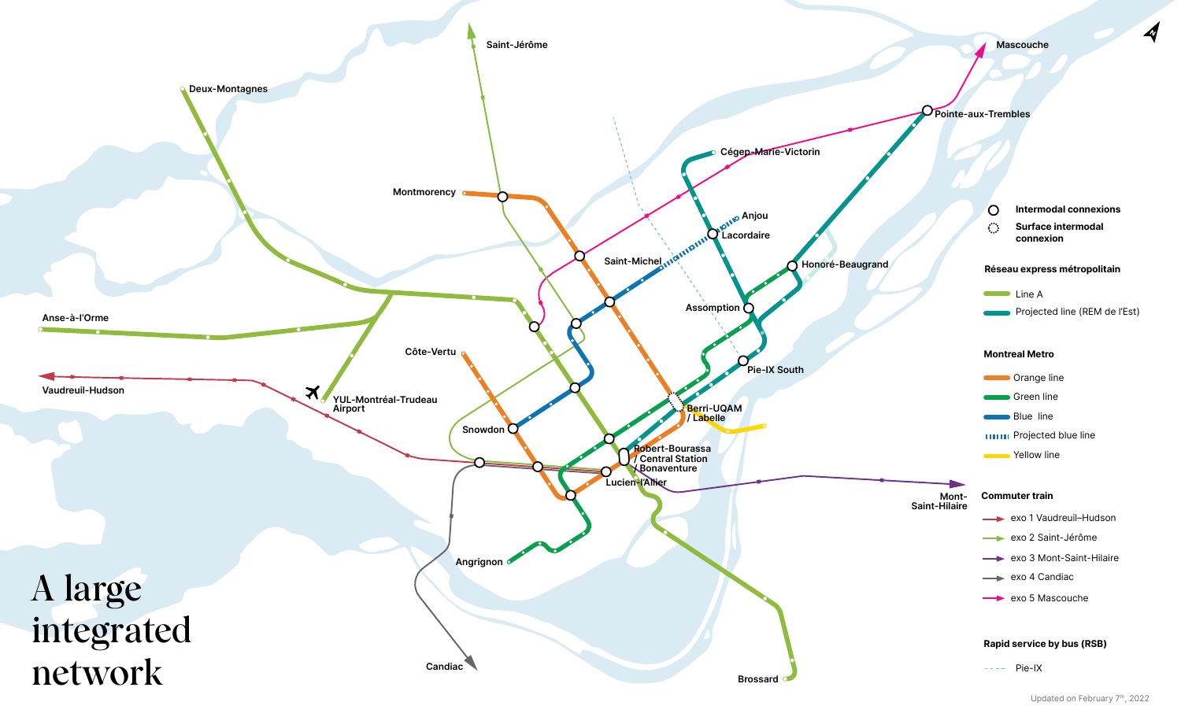# A large integrated network

Intermodal connexions

Surface intermodal connexion

**Réseau express métropolitain**

- Line A
- Projected line (REM de l'Est)

**Montreal Metro**

- Orange line
- Green line
- Blue line
- Projected blue line
- Yellow line

**Commuter train**

- exo 1 Vaudreuil–Hudson
- exo 2 Saint-Jérôme
- exo 3 Mont-Saint-Hilaire
- exo 4 Candiac
- exo 5 Mascouche

**Rapid service by bus (RSB)**

- Pie-IX

Deux-Montagnes, Saint-Jérôme, Mascouche, Pointe-aux-Trembles, Cégep-Marie-Victorin, Montmorency, Anjou, Lacordaire, Saint-Michel, Honoré-Beaugrand, Assomption, Anse-à-l'Orme, Côte-Vertu, Pie-IX South, Vaudreuil-Hudson, YUL-Montréal-Trudeau Airport, Berri-UQAM / Labelle, Snowdon, Robert-Bourassa / Central Station / Bonaventure, Lucien-L'Allier, Mont-Saint-Hilaire, Angrignon, Candiac, Brossard

Updated on February 7th, 2022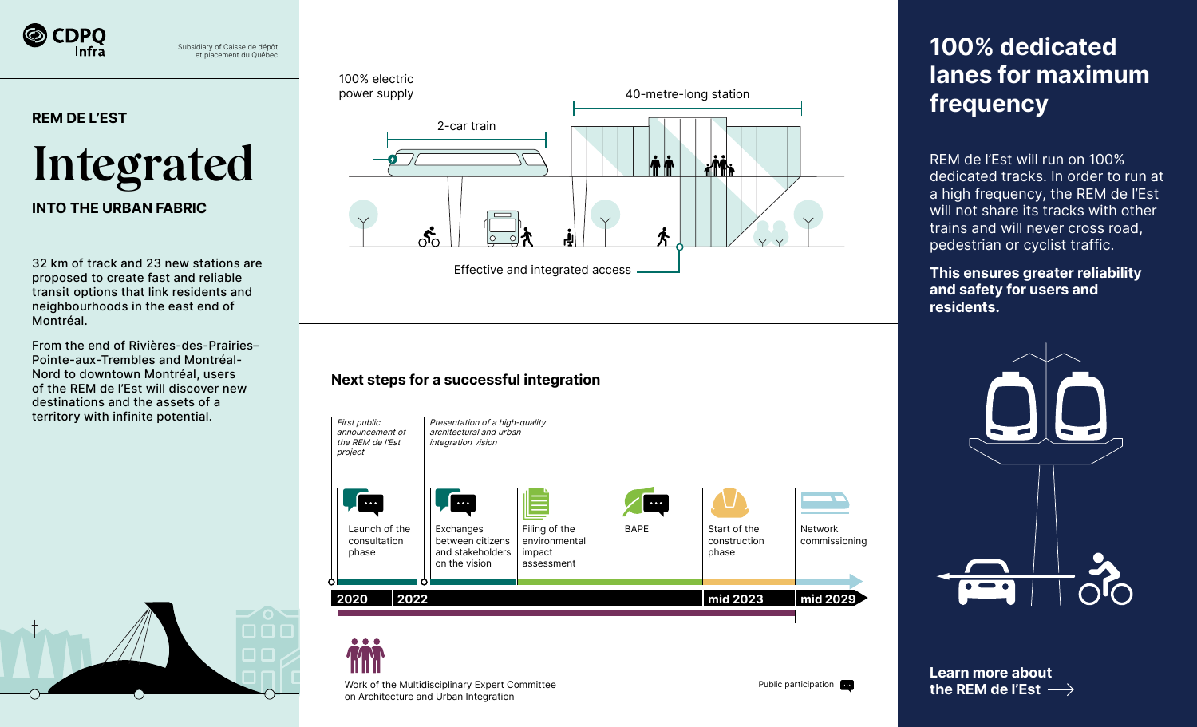CDPQ Infra

Subsidiary of Caisse de dépôt et placement du Québec

**REM DE L'EST**

# Integrated

**INTO THE URBAN FABRIC**

32 km of track and 23 new stations are proposed to create fast and reliable transit options that link residents and neighbourhoods in the east end of Montréal.

From the end of Rivières-des-Prairies–Pointe-aux-Trembles and Montréal-Nord to downtown Montréal, users of the REM de l'Est will discover new destinations and the assets of a territory with infinite potential.

100% electric power supply

2-car train

40-metre-long station

Effective and integrated access

## Next steps for a successful integration

*First public announcement of the REM de l'Est project*

*Presentation of a high-quality architectural and urban integration vision*

- Launch of the consultation phase
- Exchanges between citizens and stakeholders on the vision
- Filing of the environmental impact assessment
- BAPE
- Start of the construction phase
- Network commissioning

2020 | 2022 | mid 2023 | mid 2029

Work of the Multidisciplinary Expert Committee on Architecture and Urban Integration

Public participation

## 100% dedicated lanes for maximum frequency

REM de l'Est will run on 100% dedicated tracks. In order to run at a high frequency, the REM de l'Est will not share its tracks with other trains and will never cross road, pedestrian or cyclist traffic.

**This ensures greater reliability and safety for users and residents.**

**Learn more about the REM de l'Est ⟶**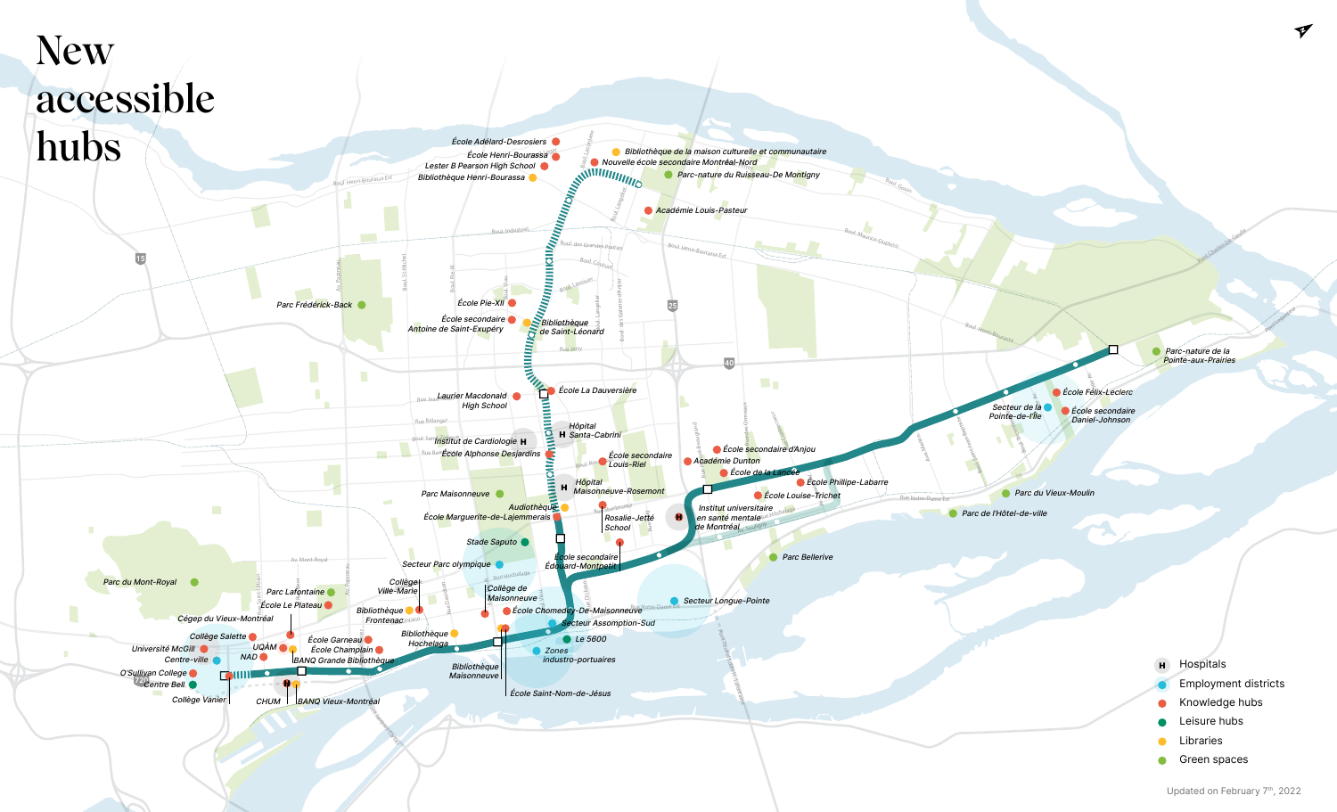# New accessible hubs

École Adélard-Desrosiers
École Henri-Bourassa
Lester B Pearson High School
Bibliothèque Henri-Bourassa
Bibliothèque de la maison culturelle et communautaire
Nouvelle école secondaire Montréal-Nord
Parc-nature du Ruisseau-De Montigny
Académie Louis-Pasteur
Parc Frédérick-Back
École Pie-XII
École secondaire Antoine de Saint-Exupéry
Bibliothèque de Saint-Léonard
Laurier Macdonald High School
École La Dauversière
Institut de Cardiologie
Hôpital Santa-Cabrini
École Alphonse Desjardins
École secondaire Louis-Riel
École secondaire d'Anjou
Académie Dunton
École de la Lancée
École Phillipe-Labarre
École Louise-Trichet
Parc-nature de la Pointe-aux-Prairies
École Félix-Leclerc
Secteur de la Pointe-de-l'Île
École secondaire Daniel-Johnson
Parc du Vieux-Moulin
Parc de l'Hôtel-de-ville
Parc Maisonneuve
Hôpital Maisonneuve-Rosemont
Audiothèque
École Marguerite-de-Lajemmerais
Rosalie-Jetté School
Institut universitaire en santé mentale de Montréal
Stade Saputo
École secondaire Édouard-Montpetit
Secteur Parc olympique
Parc Bellerive
Parc du Mont-Royal
Parc Lafontaine
École Le Plateau
Cégep du Vieux-Montréal
Collège Ville-Marie
Bibliothèque Frontenac
Collège de Maisonneuve
École Chomedey-De-Maisonneuve
Secteur Assomption-Sud
Secteur Longue-Pointe
Le 5600
Zones industro-portuaires
Collège Salette
Université McGill
Centre-ville
UQÀM
NAD
École Garneau
École Champlain
BANQ Grande Bibliothèque
Bibliothèque Hochelaga
Bibliothèque Maisonneuve
O'Sullivan College
Centre Bell
Collège Vanier
CHUM
BANQ Vieux-Montréal
École Saint-Nom-de-Jésus

Boul. Henri-Bourassa Est
Boul. Industriel
Boul. des Grandes-Prairies
Boul. Couture
Boul. Lavoisier
Rue Jarry
Rue Jean-Talon
Rue Bélanger
Boul. Saint-Joseph
Rue Beaubien
Boul. Rosemont
Rue Sherbrooke
Rue Hochelaga
Rue Notre-Dame Est
Av. Mont-Royal
Boul. Gouin
Boul. Maurice-Duplessis
Boul. Henri-Bourassa Est
Boul. Henri-Bourassa
Boul. Lacordaire
Boul. Langelier
Boul. Pie-IX
Boul. St-Michel
Av. Papineau
Boul. Saint-Laurent
Rue Sainte-Catherine
Rue Notre-Dame Est

15
25
40
720

- H Hospitals
- Employment districts
- Knowledge hubs
- Leisure hubs
- Libraries
- Green spaces

Updated on February 7th, 2022